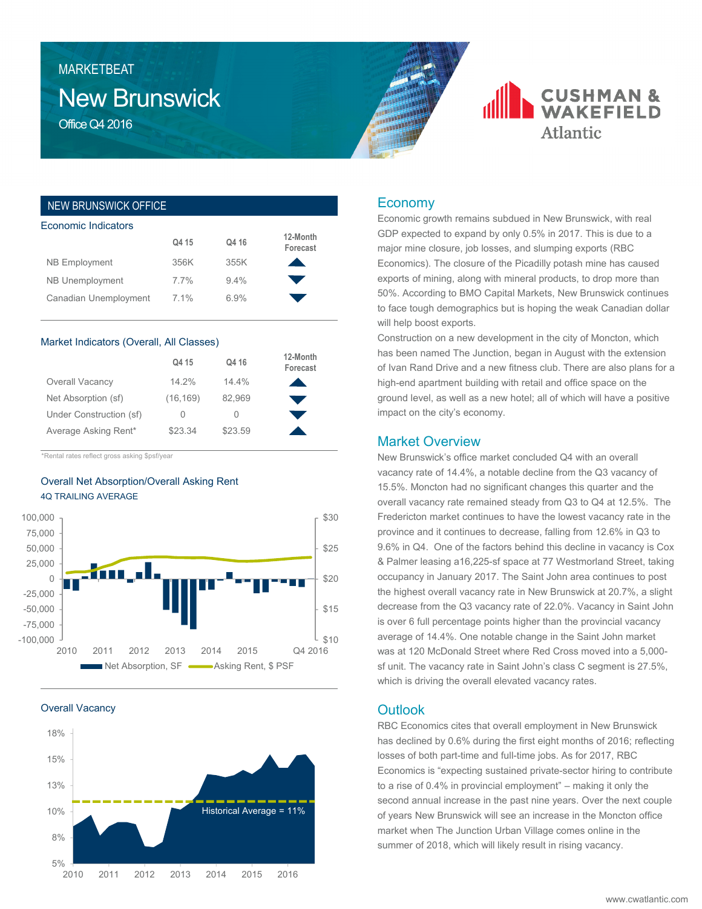MARKETBEAT

# New Brunswick

Office Q4 2016

CUSHMAN & WAKEFIELD Atlantic

## NEW BRUNSWICK OFFICE

### Economic Indicators

| | Q4 15 | Q4 16 | 12-Month Forecast |
|---|---|---|---|
| NB Employment | 356K | 355K | ▲ |
| NB Unemployment | 7.7% | 9.4% | ▼ |
| Canadian Unemployment | 7.1% | 6.9% | ▼ |

### Market Indicators (Overall, All Classes)

| | Q4 15 | Q4 16 | 12-Month Forecast |
|---|---|---|---|
| Overall Vacancy | 14.2% | 14.4% | ▲ |
| Net Absorption (sf) | (16,169) | 82,969 | ▼ |
| Under Construction (sf) | 0 | 0 | ▼ |
| Average Asking Rent* | $23.34 | $23.59 | ▲ |

*Rental rates reflect gross asking $psf/year

### Overall Net Absorption/Overall Asking Rent

4Q TRAILING AVERAGE

Net Absorption, SF — Asking Rent, $ PSF

### Overall Vacancy

Historical Average = 11%

## Economy

Economic growth remains subdued in New Brunswick, with real GDP expected to expand by only 0.5% in 2017. This is due to a major mine closure, job losses, and slumping exports (RBC Economics). The closure of the Picadilly potash mine has caused exports of mining, along with mineral products, to drop more than 50%. According to BMO Capital Markets, New Brunswick continues to face tough demographics but is hoping the weak Canadian dollar will help boost exports.

Construction on a new development in the city of Moncton, which has been named The Junction, began in August with the extension of Ivan Rand Drive and a new fitness club. There are also plans for a high-end apartment building with retail and office space on the ground level, as well as a new hotel; all of which will have a positive impact on the city's economy.

## Market Overview

New Brunswick's office market concluded Q4 with an overall vacancy rate of 14.4%, a notable decline from the Q3 vacancy of 15.5%. Moncton had no significant changes this quarter and the overall vacancy rate remained steady from Q3 to Q4 at 12.5%. The Fredericton market continues to have the lowest vacancy rate in the province and it continues to decrease, falling from 12.6% in Q3 to 9.6% in Q4. One of the factors behind this decline in vacancy is Cox & Palmer leasing a16,225-sf space at 77 Westmorland Street, taking occupancy in January 2017. The Saint John area continues to post the highest overall vacancy rate in New Brunswick at 20.7%, a slight decrease from the Q3 vacancy rate of 22.0%. Vacancy in Saint John is over 6 full percentage points higher than the provincial vacancy average of 14.4%. One notable change in the Saint John market was at 120 McDonald Street where Red Cross moved into a 5,000-sf unit. The vacancy rate in Saint John's class C segment is 27.5%, which is driving the overall elevated vacancy rates.

## Outlook

RBC Economics cites that overall employment in New Brunswick has declined by 0.6% during the first eight months of 2016; reflecting losses of both part-time and full-time jobs. As for 2017, RBC Economics is "expecting sustained private-sector hiring to contribute to a rise of 0.4% in provincial employment" – making it only the second annual increase in the past nine years. Over the next couple of years New Brunswick will see an increase in the Moncton office market when The Junction Urban Village comes online in the summer of 2018, which will likely result in rising vacancy.

www.cwatlantic.com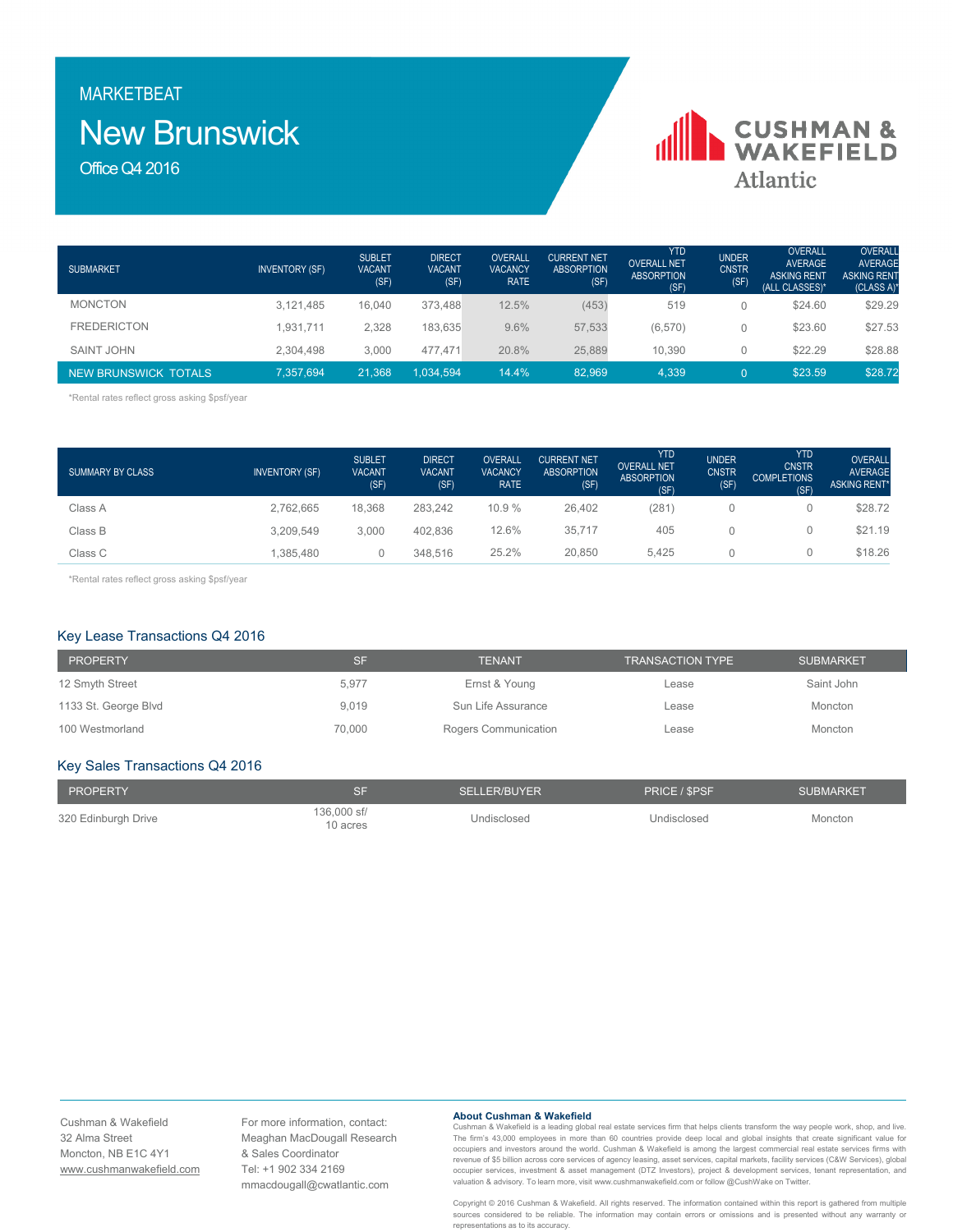MARKETBEAT

# New Brunswick

Office Q4 2016

CUSHMAN & WAKEFIELD Atlantic

| SUBMARKET | INVENTORY (SF) | SUBLET VACANT (SF) | DIRECT VACANT (SF) | OVERALL VACANCY RATE | CURRENT NET ABSORPTION (SF) | YTD OVERALL NET ABSORPTION (SF) | UNDER CNSTR (SF) | OVERALL AVERAGE ASKING RENT (ALL CLASSES)* | OVERALL AVERAGE ASKING RENT (CLASS A)* |
|---|---|---|---|---|---|---|---|---|---|
| MONCTON | 3,121,485 | 16,040 | 373,488 | 12.5% | (453) | 519 | 0 | $24.60 | $29.29 |
| FREDERICTON | 1,931,711 | 2,328 | 183,635 | 9.6% | 57,533 | (6,570) | 0 | $23.60 | $27.53 |
| SAINT JOHN | 2,304,498 | 3,000 | 477,471 | 20.8% | 25,889 | 10,390 | 0 | $22.29 | $28.88 |
| NEW BRUNSWICK TOTALS | 7,357,694 | 21,368 | 1,034,594 | 14.4% | 82,969 | 4,339 | 0 | $23.59 | $28.72 |

*Rental rates reflect gross asking $psf/year

| SUMMARY BY CLASS | INVENTORY (SF) | SUBLET VACANT (SF) | DIRECT VACANT (SF) | OVERALL VACANCY RATE | CURRENT NET ABSORPTION (SF) | YTD OVERALL NET ABSORPTION (SF) | UNDER CNSTR (SF) | YTD CNSTR COMPLETIONS (SF) | OVERALL AVERAGE ASKING RENT* |
|---|---|---|---|---|---|---|---|---|---|
| Class A | 2,762,665 | 18,368 | 283,242 | 10.9 % | 26,402 | (281) | 0 | 0 | $28.72 |
| Class B | 3,209,549 | 3,000 | 402,836 | 12.6% | 35,717 | 405 | 0 | 0 | $21.19 |
| Class C | 1,385,480 | 0 | 348,516 | 25.2% | 20,850 | 5,425 | 0 | 0 | $18.26 |

*Rental rates reflect gross asking $psf/year

## Key Lease Transactions Q4 2016

| PROPERTY | SF | TENANT | TRANSACTION TYPE | SUBMARKET |
|---|---|---|---|---|
| 12 Smyth Street | 5,977 | Ernst & Young | Lease | Saint John |
| 1133 St. George Blvd | 9,019 | Sun Life Assurance | Lease | Moncton |
| 100 Westmorland | 70,000 | Rogers Communication | Lease | Moncton |

## Key Sales Transactions Q4 2016

| PROPERTY | SF | SELLER/BUYER | PRICE / $PSF | SUBMARKET |
|---|---|---|---|---|
| 320 Edinburgh Drive | 136,000 sf/ 10 acres | Undisclosed | Undisclosed | Moncton |

Cushman & Wakefield
32 Alma Street
Moncton, NB E1C 4Y1
www.cushmanwakefield.com

For more information, contact:
Meaghan MacDougall Research & Sales Coordinator
Tel: +1 902 334 2169
mmacdougall@cwatlantic.com

**About Cushman & Wakefield**

Cushman & Wakefield is a leading global real estate services firm that helps clients transform the way people work, shop, and live. The firm's 43,000 employees in more than 60 countries provide deep local and global insights that create significant value for occupiers and investors around the world. Cushman & Wakefield is among the largest commercial real estate services firms with revenue of $5 billion across core services of agency leasing, asset services, capital markets, facility services (C&W Services), global occupier services, investment & asset management (DTZ Investors), project & development services, tenant representation, and valuation & advisory. To learn more, visit www.cushmanwakefield.com or follow @CushWake on Twitter.

Copyright © 2016 Cushman & Wakefield. All rights reserved. The information contained within this report is gathered from multiple sources considered to be reliable. The information may contain errors or omissions and is presented without any warranty or representations as to its accuracy.